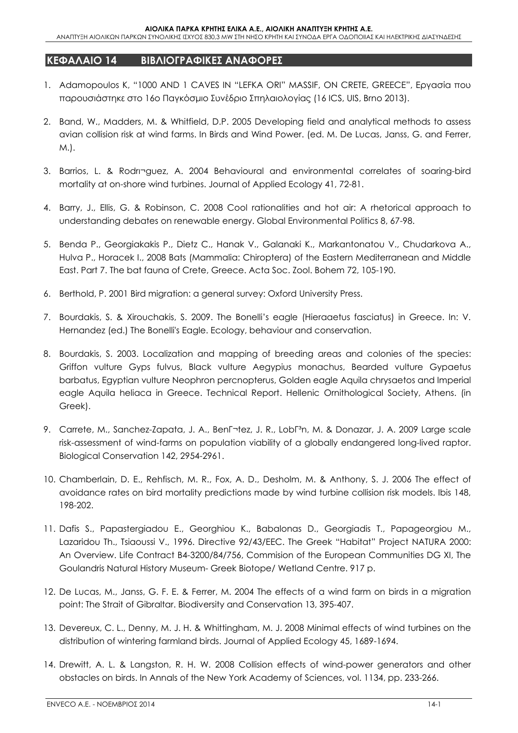# ΚΕΦΑΛΑΙΟ 14 ΒΙΒΛΙΟΓΡΑΦΙΚΕΣ ΑΝΑΦΟΡΕΣ

1. Adamopoulos K, "1000 AND 1 CAVES IN "LEFKA ORI" MASSIF, ON CRETE, GREECE", Εργασία που παρουσιάστηκε στο 16ο Παγκόσμιο Συνέδριο Σπηλαιολογίας (16 ICS, UIS, Brno 2013).

2. Band, W., Madders, M. & Whitfield, D.P. 2005 Developing field and analytical methods to assess avian collision risk at wind farms. In Birds and Wind Power. (ed. M. De Lucas, Janss, G. and Ferrer, M.).

3. Barrios, L. & Rodrı¬guez, A. 2004 Behavioural and environmental correlates of soaring-bird mortality at on-shore wind turbines. Journal of Applied Ecology 41, 72-81.

4. Barry, J., Ellis, G. & Robinson, C. 2008 Cool rationalities and hot air: A rhetorical approach to understanding debates on renewable energy. Global Environmental Politics 8, 67-98.

5. Benda P., Georgiakakis P., Dietz C., Hanak V., Galanaki K., Markantonatou V., Chudarkova A., Hulva P., Horacek I., 2008 Bats (Mammalia: Chiroptera) of the Eastern Mediterranean and Middle East. Part 7. The bat fauna of Crete, Greece. Acta Soc. Zool. Bohem 72, 105-190.

6. Berthold, P. 2001 Bird migration: a general survey: Oxford University Press.

7. Bourdakis, S. & Xirouchakis, S. 2009. The Bonelli's eagle (Hieraaetus fasciatus) in Greece. In: V. Hernandez (ed.) The Bonelli's Eagle. Ecology, behaviour and conservation.

8. Bourdakis, S. 2003. Localization and mapping of breeding areas and colonies of the species: Griffon vulture Gyps fulvus, Black vulture Aegypius monachus, Bearded vulture Gypaetus barbatus, Egyptian vulture Neophron percnopterus, Golden eagle Aquila chrysaetos and Imperial eagle Aquila heliaca in Greece. Technical Report. Hellenic Ornithological Society, Athens. (in Greek).

9. Carrete, M., Sanchez-Zapata, J. A., BenΓ¬tez, J. R., LobΓ³n, M. & Donazar, J. A. 2009 Large scale risk-assessment of wind-farms on population viability of a globally endangered long-lived raptor. Biological Conservation 142, 2954-2961.

10. Chamberlain, D. E., Rehfisch, M. R., Fox, A. D., Desholm, M. & Anthony, S. J. 2006 The effect of avoidance rates on bird mortality predictions made by wind turbine collision risk models. Ibis 148, 198-202.

11. Dafis S., Papastergiadou E., Georghiou K., Babalonas D., Georgiadis T., Papageorgiou M., Lazaridou Th., Tsiaoussi V., 1996. Directive 92/43/EEC. The Greek "Habitat" Project NATURA 2000: An Overview. Life Contract B4-3200/84/756, Commision of the European Communities DG XI, The Goulandris Natural History Museum- Greek Biotope/ Wetland Centre. 917 p.

12. De Lucas, M., Janss, G. F. E. & Ferrer, M. 2004 The effects of a wind farm on birds in a migration point: The Strait of Gibraltar. Biodiversity and Conservation 13, 395-407.

13. Devereux, C. L., Denny, M. J. H. & Whittingham, M. J. 2008 Minimal effects of wind turbines on the distribution of wintering farmland birds. Journal of Applied Ecology 45, 1689-1694.

14. Drewitt, A. L. & Langston, R. H. W. 2008 Collision effects of wind-power generators and other obstacles on birds. In Annals of the New York Academy of Sciences, vol. 1134, pp. 233-266.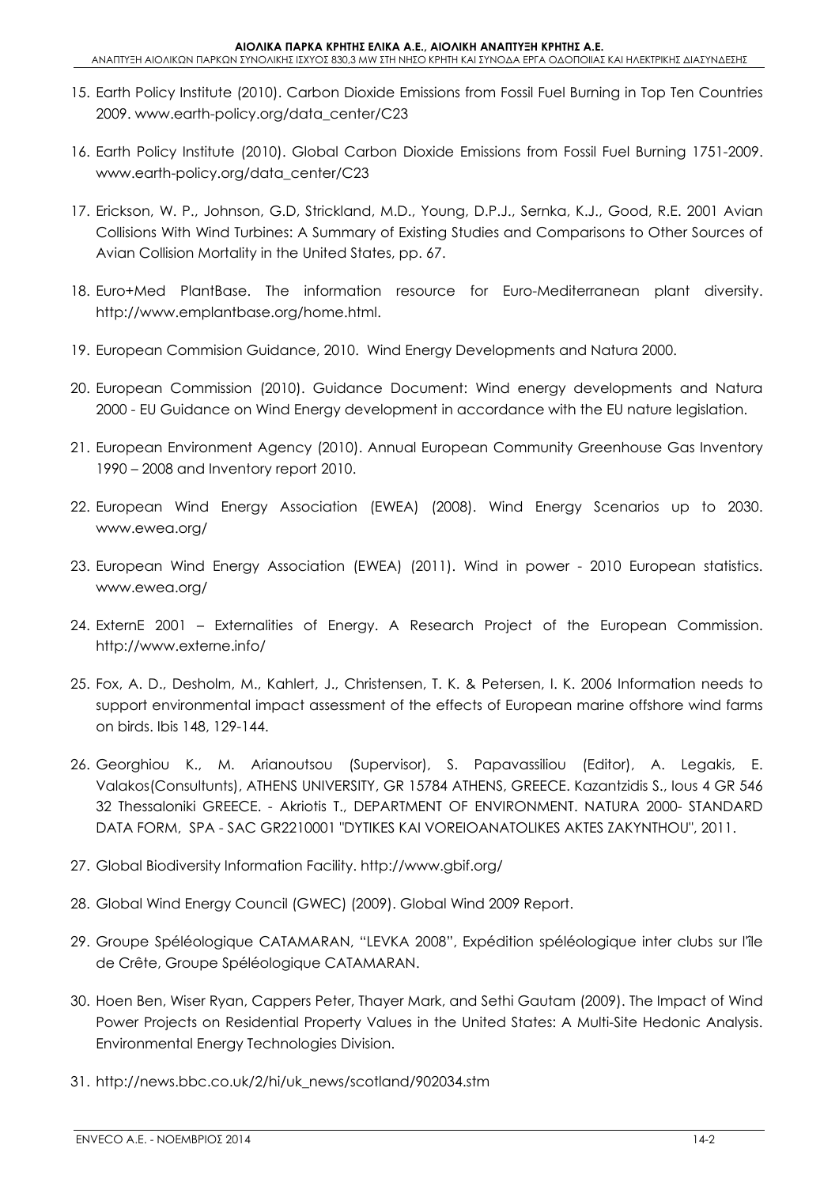15. Earth Policy Institute (2010). Carbon Dioxide Emissions from Fossil Fuel Burning in Top Ten Countries 2009. www.earth-policy.org/data_center/C23

16. Earth Policy Institute (2010). Global Carbon Dioxide Emissions from Fossil Fuel Burning 1751-2009. www.earth-policy.org/data_center/C23

17. Erickson, W. P., Johnson, G.D, Strickland, M.D., Young, D.P.J., Sernka, K.J., Good, R.E. 2001 Avian Collisions With Wind Turbines: A Summary of Existing Studies and Comparisons to Other Sources of Avian Collision Mortality in the United States, pp. 67.

18. Euro+Med PlantBase. The information resource for Euro-Mediterranean plant diversity. http://www.emplantbase.org/home.html.

19. European Commision Guidance, 2010. Wind Energy Developments and Natura 2000.

20. European Commission (2010). Guidance Document: Wind energy developments and Natura 2000 - EU Guidance on Wind Energy development in accordance with the EU nature legislation.

21. European Environment Agency (2010). Annual European Community Greenhouse Gas Inventory 1990 – 2008 and Inventory report 2010.

22. European Wind Energy Association (EWEA) (2008). Wind Energy Scenarios up to 2030. www.ewea.org/

23. European Wind Energy Association (EWEA) (2011). Wind in power - 2010 European statistics. www.ewea.org/

24. ExternE 2001 – Externalities of Energy. A Research Project of the European Commission. http://www.externe.info/

25. Fox, A. D., Desholm, M., Kahlert, J., Christensen, T. K. & Petersen, I. K. 2006 Information needs to support environmental impact assessment of the effects of European marine offshore wind farms on birds. Ibis 148, 129-144.

26. Georghiou K., M. Arianoutsou (Supervisor), S. Papavassiliou (Editor), A. Legakis, E. Valakos(Consultunts), ATHENS UNIVERSITY, GR 15784 ATHENS, GREECE. Kazantzidis S., Ious 4 GR 546 32 Thessaloniki GREECE. - Akriotis T., DEPARTMENT OF ENVIRONMENT. NATURA 2000- STANDARD DATA FORM, SPA - SAC GR2210001 "DYTIKES KAI VOREIOANATOLIKES AKTES ZAKYNTHOU", 2011.

27. Global Biodiversity Information Facility. http://www.gbif.org/

28. Global Wind Energy Council (GWEC) (2009). Global Wind 2009 Report.

29. Groupe Spéléologique CATAMARAN, "LEVKA 2008", Expédition spéléologique inter clubs sur l'île de Crête, Groupe Spéléologique CATAMARAN.

30. Hoen Ben, Wiser Ryan, Cappers Peter, Thayer Mark, and Sethi Gautam (2009). The Impact of Wind Power Projects on Residential Property Values in the United States: A Multi-Site Hedonic Analysis. Environmental Energy Technologies Division.

31. http://news.bbc.co.uk/2/hi/uk_news/scotland/902034.stm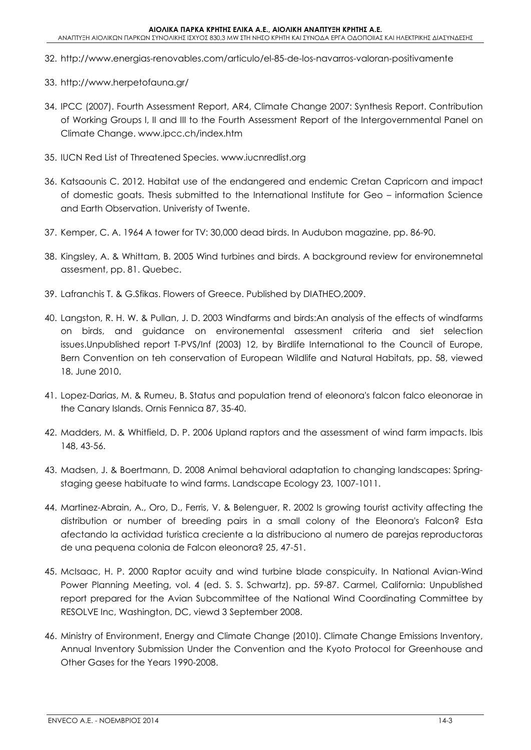32. http://www.energias-renovables.com/articulo/el-85-de-los-navarros-valoran-positivamente

33. http://www.herpetofauna.gr/

34. IPCC (2007). Fourth Assessment Report, AR4, Climate Change 2007: Synthesis Report. Contribution of Working Groups I, II and III to the Fourth Assessment Report of the Intergovernmental Panel on Climate Change. www.ipcc.ch/index.htm

35. IUCN Red List of Threatened Species. www.iucnredlist.org

36. Katsaounis C. 2012. Habitat use of the endangered and endemic Cretan Capricorn and impact of domestic goats. Thesis submitted to the International Institute for Geo – information Science and Earth Observation. Univeristy of Twente.

37. Kemper, C. A. 1964 A tower for TV: 30,000 dead birds. In Audubon magazine, pp. 86-90.

38. Kingsley, A. & Whittam, B. 2005 Wind turbines and birds. A background review for environemnetal assesment, pp. 81. Quebec.

39. Lafranchis T. & G.Sfikas. Flowers of Greece. Published by DIATHEO,2009.

40. Langston, R. H. W. & Pullan, J. D. 2003 Windfarms and birds:An analysis of the effects of windfarms on birds, and guidance on environemental assessment criteria and siet selection issues.Unpublished report T-PVS/Inf (2003) 12, by Birdlife International to the Council of Europe, Bern Convention on teh conservation of European Wildlife and Natural Habitats, pp. 58, viewed 18. June 2010.

41. Lopez-Darias, M. & Rumeu, B. Status and population trend of eleonora's falcon falco eleonorae in the Canary Islands. Ornis Fennica 87, 35-40.

42. Madders, M. & Whitfield, D. P. 2006 Upland raptors and the assessment of wind farm impacts. Ibis 148, 43-56.

43. Madsen, J. & Boertmann, D. 2008 Animal behavioral adaptation to changing landscapes: Spring-staging geese habituate to wind farms. Landscape Ecology 23, 1007-1011.

44. Martinez-Abrain, A., Oro, D., Ferris, V. & Belenguer, R. 2002 Is growing tourist activity affecting the distribution or number of breeding pairs in a small colony of the Eleonora's Falcon? Esta afectando la actividad turistica creciente a la distribuciono al numero de parejas reproductoras de una pequena colonia de Falcon eleonora? 25, 47-51.

45. McIsaac, H. P. 2000 Raptor acuity and wind turbine blade conspicuity. In National Avian-Wind Power Planning Meeting, vol. 4 (ed. S. S. Schwartz), pp. 59-87. Carmel, California: Unpublished report prepared for the Avian Subcommittee of the National Wind Coordinating Committee by RESOLVE Inc, Washington, DC, viewd 3 September 2008.

46. Ministry of Environment, Energy and Climate Change (2010). Climate Change Emissions Inventory, Annual Inventory Submission Under the Convention and the Kyoto Protocol for Greenhouse and Other Gases for the Years 1990-2008.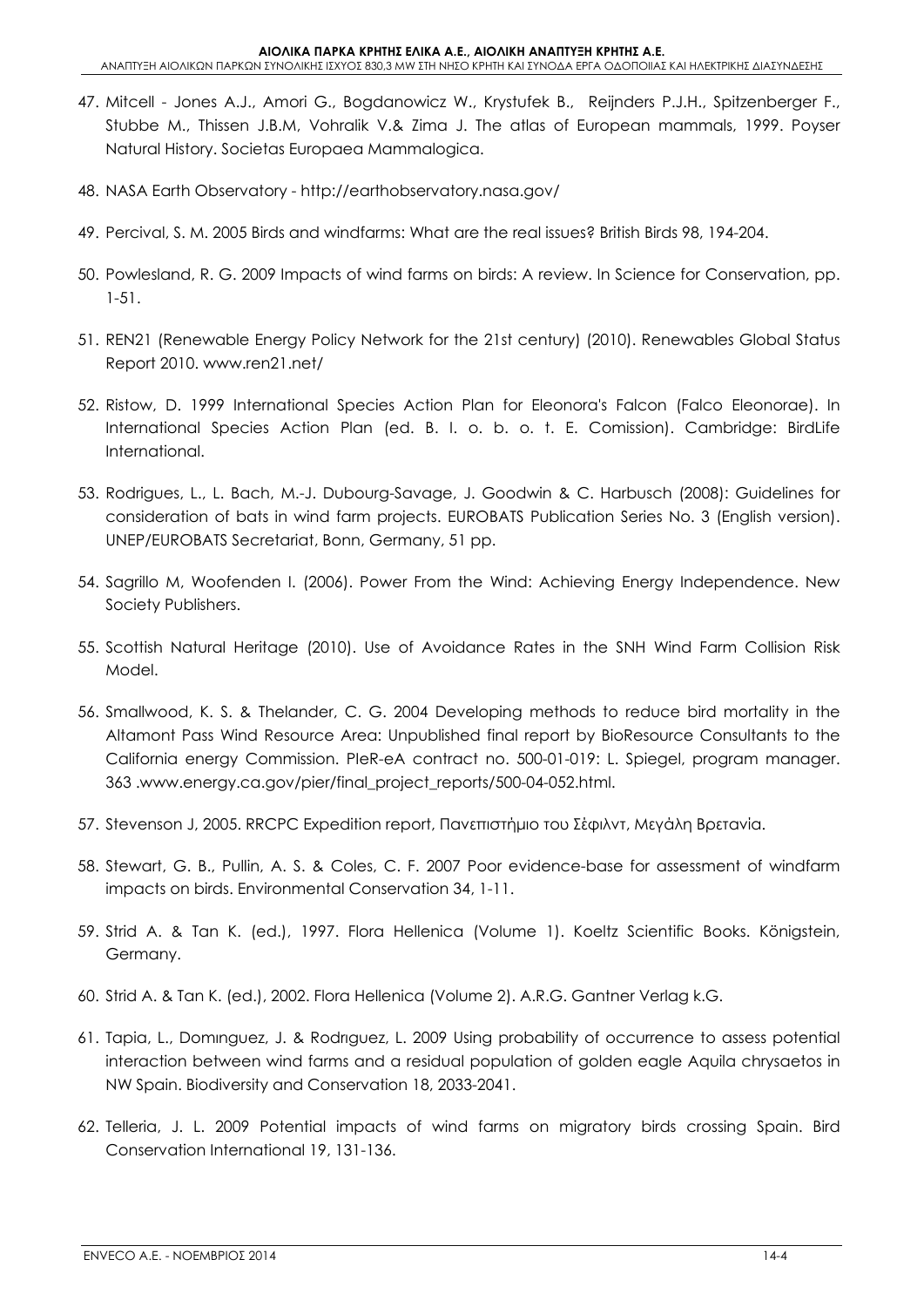47. Mitcell - Jones A.J., Amori G., Bogdanowicz W., Krystufek B., Reijnders P.J.H., Spitzenberger F., Stubbe M., Thissen J.B.M, Vohralik V.& Zima J. The atlas of European mammals, 1999. Poyser Natural History. Societas Europaea Mammalogica.

48. NASA Earth Observatory - http://earthobservatory.nasa.gov/

49. Percival, S. M. 2005 Birds and windfarms: What are the real issues? British Birds 98, 194-204.

50. Powlesland, R. G. 2009 Impacts of wind farms on birds: A review. In Science for Conservation, pp. 1-51.

51. REN21 (Renewable Energy Policy Network for the 21st century) (2010). Renewables Global Status Report 2010. www.ren21.net/

52. Ristow, D. 1999 International Species Action Plan for Eleonora's Falcon (Falco Eleonorae). In International Species Action Plan (ed. B. I. o. b. o. t. E. Comission). Cambridge: BirdLife International.

53. Rodrigues, L., L. Bach, M.-J. Dubourg-Savage, J. Goodwin & C. Harbusch (2008): Guidelines for consideration of bats in wind farm projects. EUROBATS Publication Series No. 3 (English version). UNEP/EUROBATS Secretariat, Bonn, Germany, 51 pp.

54. Sagrillo M, Woofenden I. (2006). Power From the Wind: Achieving Energy Independence. New Society Publishers.

55. Scottish Natural Heritage (2010). Use of Avoidance Rates in the SNH Wind Farm Collision Risk Model.

56. Smallwood, K. S. & Thelander, C. G. 2004 Developing methods to reduce bird mortality in the Altamont Pass Wind Resource Area: Unpublished final report by BioResource Consultants to the California energy Commission. PIeR-eA contract no. 500-01-019: L. Spiegel, program manager. 363 .www.energy.ca.gov/pier/final_project_reports/500-04-052.html.

57. Stevenson J, 2005. RRCPC Expedition report, Πανεπιστήμιο του Σέφιλντ, Μεγάλη Βρετανία.

58. Stewart, G. B., Pullin, A. S. & Coles, C. F. 2007 Poor evidence-base for assessment of windfarm impacts on birds. Environmental Conservation 34, 1-11.

59. Strid A. & Tan K. (ed.), 1997. Flora Hellenica (Volume 1). Koeltz Scientific Books. Königstein, Germany.

60. Strid A. & Tan K. (ed.), 2002. Flora Hellenica (Volume 2). A.R.G. Gantner Verlag k.G.

61. Tapia, L., Domınguez, J. & Rodrıguez, L. 2009 Using probability of occurrence to assess potential interaction between wind farms and a residual population of golden eagle Aquila chrysaetos in NW Spain. Biodiversity and Conservation 18, 2033-2041.

62. Telleria, J. L. 2009 Potential impacts of wind farms on migratory birds crossing Spain. Bird Conservation International 19, 131-136.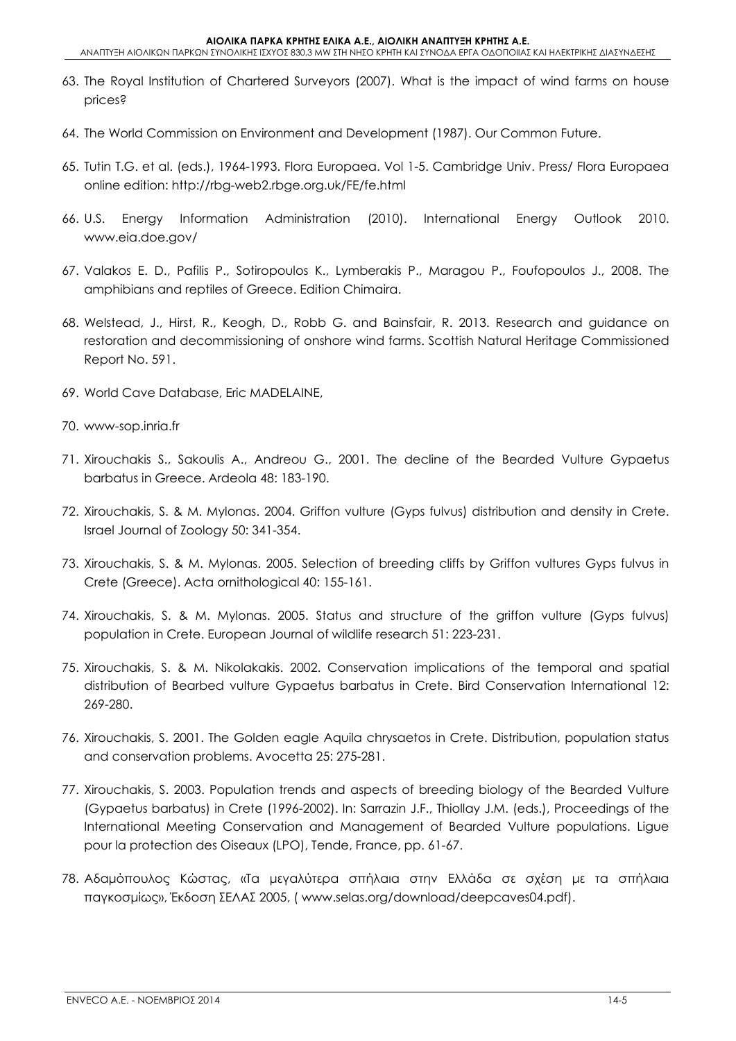63. The Royal Institution of Chartered Surveyors (2007). What is the impact of wind farms on house prices?

64. The World Commission on Environment and Development (1987). Our Common Future.

65. Tutin T.G. et al. (eds.), 1964-1993. Flora Europaea. Vol 1-5. Cambridge Univ. Press/ Flora Europaea online edition: http://rbg-web2.rbge.org.uk/FE/fe.html

66. U.S. Energy Information Administration (2010). International Energy Outlook 2010. www.eia.doe.gov/

67. Valakos E. D., Pafilis P., Sotiropoulos K., Lymberakis P., Maragou P., Foufopoulos J., 2008. The amphibians and reptiles of Greece. Edition Chimaira.

68. Welstead, J., Hirst, R., Keogh, D., Robb G. and Bainsfair, R. 2013. Research and guidance on restoration and decommissioning of onshore wind farms. Scottish Natural Heritage Commissioned Report No. 591.

69. World Cave Database, Eric MADELAINE,

70. www-sop.inria.fr

71. Xirouchakis S., Sakoulis A., Andreou G., 2001. The decline of the Bearded Vulture Gypaetus barbatus in Greece. Ardeola 48: 183-190.

72. Xirouchakis, S. & M. Mylonas. 2004. Griffon vulture (Gyps fulvus) distribution and density in Crete. Israel Journal of Zoology 50: 341-354.

73. Xirouchakis, S. & M. Mylonas. 2005. Selection of breeding cliffs by Griffon vultures Gyps fulvus in Crete (Greece). Acta ornithological 40: 155-161.

74. Xirouchakis, S. & M. Mylonas. 2005. Status and structure of the griffon vulture (Gyps fulvus) population in Crete. European Journal of wildlife research 51: 223-231.

75. Xirouchakis, S. & M. Nikolakakis. 2002. Conservation implications of the temporal and spatial distribution of Bearbed vulture Gypaetus barbatus in Crete. Bird Conservation International 12: 269-280.

76. Xirouchakis, S. 2001. The Golden eagle Aquila chrysaetos in Crete. Distribution, population status and conservation problems. Avocetta 25: 275-281.

77. Xirouchakis, S. 2003. Population trends and aspects of breeding biology of the Bearded Vulture (Gypaetus barbatus) in Crete (1996-2002). In: Sarrazin J.F., Thiollay J.M. (eds.), Proceedings of the International Meeting Conservation and Management of Bearded Vulture populations. Ligue pour la protection des Oiseaux (LPO), Tende, France, pp. 61-67.

78. Αδαμόπουλος Κώστας, «Τα μεγαλύτερα σπήλαια στην Ελλάδα σε σχέση με τα σπήλαια παγκοσμίως», Έκδοση ΣΕΛΑΣ 2005, ( www.selas.org/download/deepcaves04.pdf).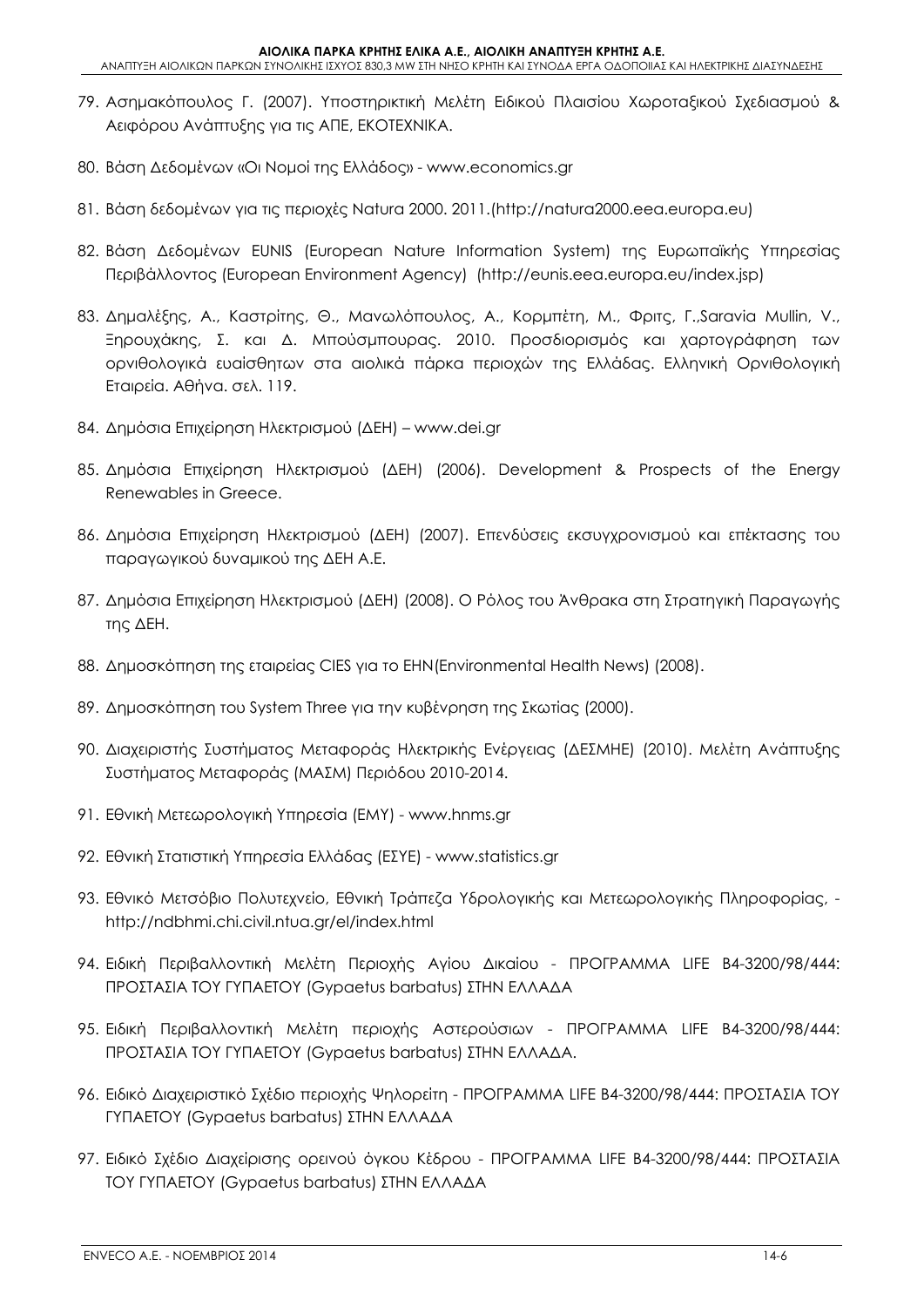79. Ασημακόπουλος Γ. (2007). Υποστηρικτική Μελέτη Ειδικού Πλαισίου Χωροταξικού Σχεδιασμού & Αειφόρου Ανάπτυξης για τις ΑΠΕ, ΕΚΟΤΕΧΝΙΚΑ.

80. Βάση Δεδομένων «Οι Νομοί της Ελλάδος» - www.economics.gr

81. Βάση δεδομένων για τις περιοχές Natura 2000. 2011.(http://natura2000.eea.europa.eu)

82. Βάση Δεδομένων EUNIS (European Nature Information System) της Ευρωπαϊκής Υπηρεσίας Περιβάλλοντος (European Environment Agency) (http://eunis.eea.europa.eu/index.jsp)

83. Δημαλέξης, Α., Καστρίτης, Θ., Μανωλόπουλος, Α., Κορμπέτη, Μ., Φριτς, Γ.,Saravia Mullin, V., Ξηρουχάκης, Σ. και Δ. Μπούσμπουρας. 2010. Προσδιορισμός και χαρτογράφηση των ορνιθολογικά ευαίσθητων στα αιολικά πάρκα περιοχών της Ελλάδας. Ελληνική Ορνιθολογική Εταιρεία. Αθήνα. σελ. 119.

84. Δημόσια Επιχείρηση Ηλεκτρισμού (ΔΕΗ) – www.dei.gr

85. Δημόσια Επιχείρηση Ηλεκτρισμού (ΔΕΗ) (2006). Development & Prospects of the Energy Renewables in Greece.

86. Δημόσια Επιχείρηση Ηλεκτρισμού (ΔΕΗ) (2007). Επενδύσεις εκσυγχρονισμού και επέκτασης του παραγωγικού δυναμικού της ΔΕΗ Α.Ε.

87. Δημόσια Επιχείρηση Ηλεκτρισμού (ΔΕΗ) (2008). Ο Ρόλος του Άνθρακα στη Στρατηγική Παραγωγής της ΔΕΗ.

88. Δημοσκόπηση της εταιρείας CIES για το EHN(Environmental Health News) (2008).

89. Δημοσκόπηση του System Three για την κυβέρνηση της Σκωτίας (2000).

90. Διαχειριστής Συστήματος Μεταφοράς Ηλεκτρικής Ενέργειας (ΔΕΣΜΗΕ) (2010). Μελέτη Ανάπτυξης Συστήματος Μεταφοράς (ΜΑΣΜ) Περιόδου 2010-2014.

91. Εθνική Μετεωρολογική Υπηρεσία (ΕΜΥ) - www.hnms.gr

92. Εθνική Στατιστική Υπηρεσία Ελλάδας (ΕΣΥΕ) - www.statistics.gr

93. Εθνικό Μετσόβιο Πολυτεχνείο, Εθνική Τράπεζα Υδρολογικής και Μετεωρολογικής Πληροφορίας, - http://ndbhmi.chi.civil.ntua.gr/el/index.html

94. Ειδική Περιβαλλοντική Μελέτη Περιοχής Αγίου Δικαίου - ΠΡΟΓΡΑΜΜΑ LIFE B4-3200/98/444: ΠΡΟΣΤΑΣΙΑ ΤΟΥ ΓΥΠΑΕΤΟΥ (Gypaetus barbatus) ΣΤΗΝ ΕΛΛΑΔΑ

95. Ειδική Περιβαλλοντική Μελέτη περιοχής Αστερούσιων - ΠΡΟΓΡΑΜΜΑ LIFE B4-3200/98/444: ΠΡΟΣΤΑΣΙΑ ΤΟΥ ΓΥΠΑΕΤΟΥ (Gypaetus barbatus) ΣΤΗΝ ΕΛΛΑΔΑ.

96. Ειδικό Διαχειριστικό Σχέδιο περιοχής Ψηλορείτη - ΠΡΟΓΡΑΜΜΑ LIFE B4-3200/98/444: ΠΡΟΣΤΑΣΙΑ ΤΟΥ ΓΥΠΑΕΤΟΥ (Gypaetus barbatus) ΣΤΗΝ ΕΛΛΑΔΑ

97. Ειδικό Σχέδιο Διαχείρισης ορεινού όγκου Κέδρου - ΠΡΟΓΡΑΜΜΑ LIFE B4-3200/98/444: ΠΡΟΣΤΑΣΙΑ ΤΟΥ ΓΥΠΑΕΤΟΥ (Gypaetus barbatus) ΣΤΗΝ ΕΛΛΑΔΑ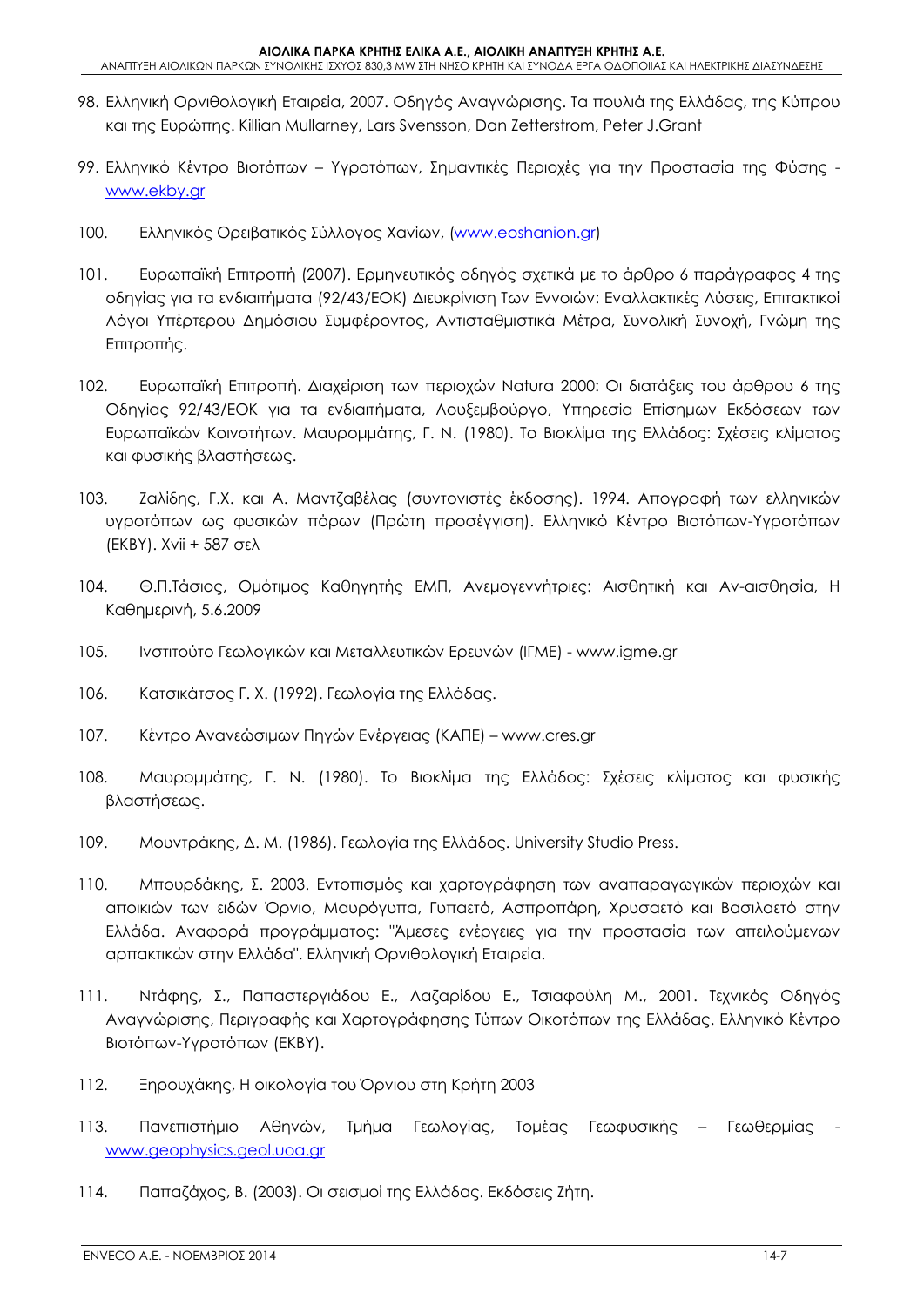98. Ελληνική Ορνιθολογική Εταιρεία, 2007. Οδηγός Αναγνώρισης. Τα πουλιά της Ελλάδας, της Κύπρου και της Ευρώπης. Killian Mullarney, Lars Svensson, Dan Zetterstrom, Peter J.Grant

99. Ελληνικό Κέντρο Βιοτόπων – Υγροτόπων, Σημαντικές Περιοχές για την Προστασία της Φύσης - www.ekby.gr

100. Ελληνικός Ορειβατικός Σύλλογος Χανίων, (www.eoshanion.gr)

101. Ευρωπαϊκή Επιτροπή (2007). Ερμηνευτικός οδηγός σχετικά με το άρθρο 6 παράγραφος 4 της οδηγίας για τα ενδιαιτήματα (92/43/ΕΟΚ) Διευκρίνιση Των Εννοιών: Εναλλακτικές Λύσεις, Επιτακτικοί Λόγοι Υπέρτερου Δημόσιου Συμφέροντος, Αντισταθμιστικά Μέτρα, Συνολική Συνοχή, Γνώμη της Επιτροπής.

102. Ευρωπαϊκή Επιτροπή. Διαχείριση των περιοχών Natura 2000: Οι διατάξεις του άρθρου 6 της Οδηγίας 92/43/ΕΟΚ για τα ενδιαιτήματα, Λουξεμβούργο, Υπηρεσία Επίσημων Εκδόσεων των Ευρωπαϊκών Κοινοτήτων. Μαυρομμάτης, Γ. Ν. (1980). Το Βιοκλίμα της Ελλάδος: Σχέσεις κλίματος και φυσικής βλαστήσεως.

103. Ζαλίδης, Γ.Χ. και Α. Μαντζαβέλας (συντονιστές έκδοσης). 1994. Απογραφή των ελληνικών υγροτόπων ως φυσικών πόρων (Πρώτη προσέγγιση). Ελληνικό Κέντρο Βιοτόπων-Υγροτόπων (ΕΚΒΥ). Xvii + 587 σελ

104. Θ.Π.Τάσιος, Ομότιμος Καθηγητής ΕΜΠ, Ανεμογεννήτριες: Αισθητική και Αν-αισθησία, Η Καθημερινή, 5.6.2009

105. Ινστιτούτο Γεωλογικών και Μεταλλευτικών Ερευνών (ΙΓΜΕ) - www.igme.gr

106. Κατσικάτσος Γ. Χ. (1992). Γεωλογία της Ελλάδας.

107. Κέντρο Ανανεώσιμων Πηγών Ενέργειας (ΚΑΠΕ) – www.cres.gr

108. Μαυρομμάτης, Γ. Ν. (1980). Το Βιοκλίμα της Ελλάδος: Σχέσεις κλίματος και φυσικής βλαστήσεως.

109. Μουντράκης, Δ. Μ. (1986). Γεωλογία της Ελλάδος. University Studio Press.

110. Μπουρδάκης, Σ. 2003. Εντοπισμός και χαρτογράφηση των αναπαραγωγικών περιοχών και αποικιών των ειδών Όρνιο, Μαυρόγυπα, Γυπαετό, Ασπροπάρη, Χρυσαετό και Βασιλαετό στην Ελλάδα. Αναφορά προγράμματος: "Άμεσες ενέργειες για την προστασία των απειλούμενων αρπακτικών στην Ελλάδα". Ελληνική Ορνιθολογική Εταιρεία.

111. Ντάφης, Σ., Παπαστεργιάδου Ε., Λαζαρίδου Ε., Τσιαφούλη Μ., 2001. Τεχνικός Οδηγός Αναγνώρισης, Περιγραφής και Χαρτογράφησης Τύπων Οικοτόπων της Ελλάδας. Ελληνικό Κέντρο Βιοτόπων-Υγροτόπων (ΕΚΒΥ).

112. Ξηρουχάκης, Η οικολογία του Όρνιου στη Κρήτη 2003

113. Πανεπιστήμιο Αθηνών, Τμήμα Γεωλογίας, Τομέας Γεωφυσικής – Γεωθερμίας - www.geophysics.geol.uoa.gr

114. Παπαζάχος, Β. (2003). Οι σεισμοί της Ελλάδας. Εκδόσεις Ζήτη.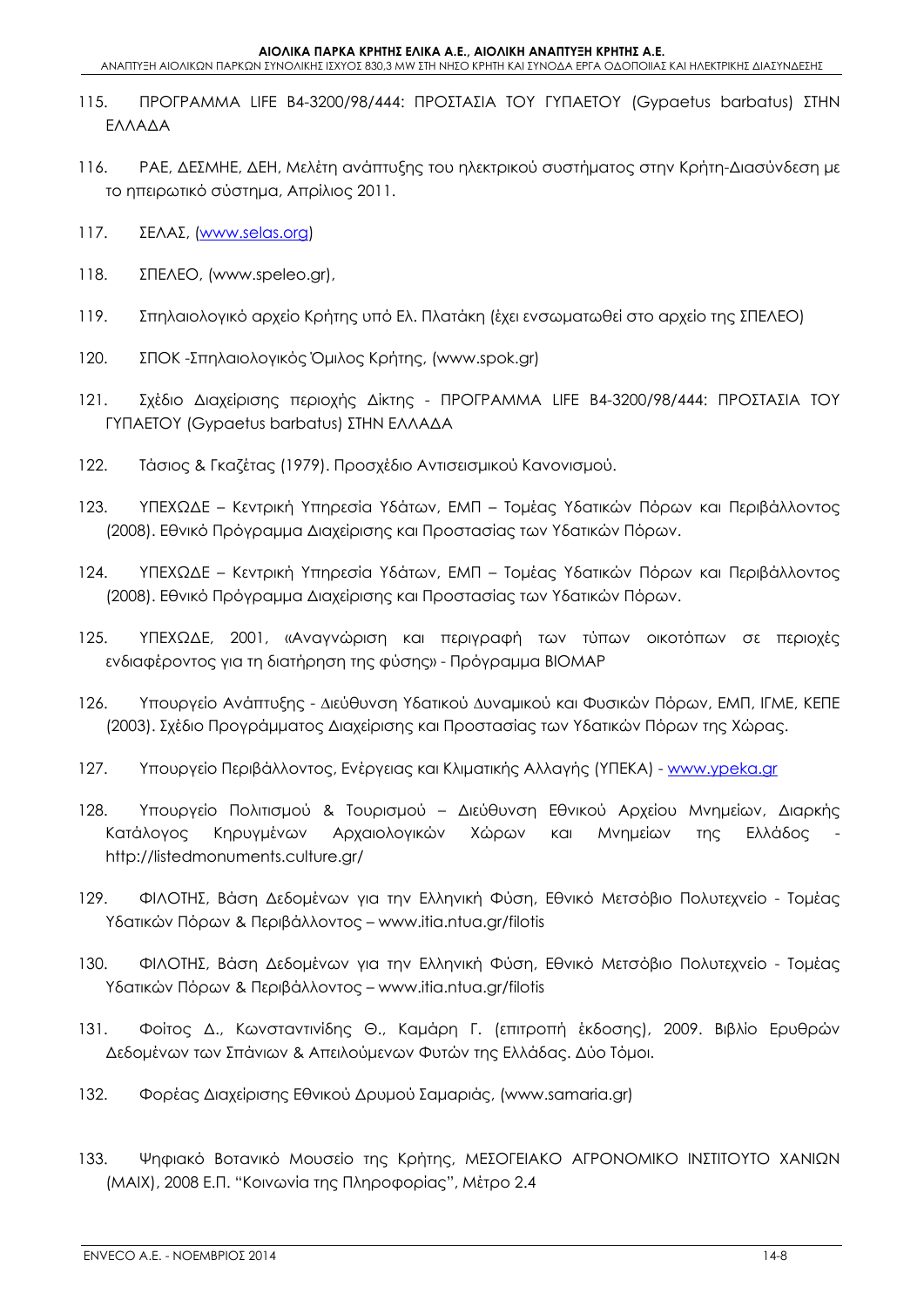115. ΠΡΟΓΡΑΜΜΑ LIFE B4-3200/98/444: ΠΡΟΣΤΑΣΙΑ ΤΟΥ ΓΥΠΑΕΤΟΥ (Gypaetus barbatus) ΣΤΗΝ ΕΛΛΑΔΑ

116. ΡΑΕ, ΔΕΣΜΗΕ, ΔΕΗ, Μελέτη ανάπτυξης του ηλεκτρικού συστήματος στην Κρήτη-Διασύνδεση με το ηπειρωτικό σύστημα, Απρίλιος 2011.

117. ΣΕΛΑΣ, (www.selas.org)

118. ΣΠΕΛΕΟ, (www.speleo.gr),

119. Σπηλαιολογικό αρχείο Κρήτης υπό Ελ. Πλατάκη (έχει ενσωματωθεί στο αρχείο της ΣΠΕΛΕΟ)

120. ΣΠΟΚ -Σπηλαιολογικός Όμιλος Κρήτης, (www.spok.gr)

121. Σχέδιο Διαχείρισης περιοχής Δίκτης - ΠΡΟΓΡΑΜΜΑ LIFE B4-3200/98/444: ΠΡΟΣΤΑΣΙΑ ΤΟΥ ΓΥΠΑΕΤΟΥ (Gypaetus barbatus) ΣΤΗΝ ΕΛΛΑΔΑ

122. Τάσιος & Γκαζέτας (1979). Προσχέδιο Αντισεισμικού Κανονισμού.

123. ΥΠΕΧΩΔΕ – Κεντρική Υπηρεσία Υδάτων, ΕΜΠ – Τομέας Υδατικών Πόρων και Περιβάλλοντος (2008). Εθνικό Πρόγραμμα Διαχείρισης και Προστασίας των Υδατικών Πόρων.

124. ΥΠΕΧΩΔΕ – Κεντρική Υπηρεσία Υδάτων, ΕΜΠ – Τομέας Υδατικών Πόρων και Περιβάλλοντος (2008). Εθνικό Πρόγραμμα Διαχείρισης και Προστασίας των Υδατικών Πόρων.

125. ΥΠΕΧΩΔΕ, 2001, «Αναγνώριση και περιγραφή των τύπων οικοτόπων σε περιοχές ενδιαφέροντος για τη διατήρηση της φύσης» - Πρόγραμμα BIOMAP

126. Υπουργείο Ανάπτυξης - Διεύθυνση Υδατικού Δυναμικού και Φυσικών Πόρων, ΕΜΠ, ΙΓΜΕ, ΚΕΠΕ (2003). Σχέδιο Προγράμματος Διαχείρισης και Προστασίας των Υδατικών Πόρων της Χώρας.

127. Υπουργείο Περιβάλλοντος, Ενέργειας και Κλιματικής Αλλαγής (ΥΠΕΚΑ) - www.ypeka.gr

128. Υπουργείο Πολιτισμού & Τουρισμού – Διεύθυνση Εθνικού Αρχείου Μνημείων, Διαρκής Κατάλογος Κηρυγμένων Αρχαιολογικών Χώρων και Μνημείων της Ελλάδος - http://listedmonuments.culture.gr/

129. ΦΙΛΟΤΗΣ, Βάση Δεδομένων για την Ελληνική Φύση, Εθνικό Μετσόβιο Πολυτεχνείο - Τομέας Υδατικών Πόρων & Περιβάλλοντος – www.itia.ntua.gr/filotis

130. ΦΙΛΟΤΗΣ, Βάση Δεδομένων για την Ελληνική Φύση, Εθνικό Μετσόβιο Πολυτεχνείο - Τομέας Υδατικών Πόρων & Περιβάλλοντος – www.itia.ntua.gr/filotis

131. Φοίτος Δ., Κωνσταντινίδης Θ., Καμάρη Γ. (επιτροπή έκδοσης), 2009. Βιβλίο Ερυθρών Δεδομένων των Σπάνιων & Απειλούμενων Φυτών της Ελλάδας. Δύο Τόμοι.

132. Φορέας Διαχείρισης Εθνικού Δρυμού Σαμαριάς, (www.samaria.gr)

133. Ψηφιακό Βοτανικό Μουσείο της Κρήτης, ΜΕΣΟΓΕΙΑΚΟ ΑΓΡΟΝΟΜΙΚΟ ΙΝΣΤΙΤΟΥΤΟ ΧΑΝΙΩΝ (ΜΑΙΧ), 2008 Ε.Π. "Κοινωνία της Πληροφορίας", Μέτρο 2.4